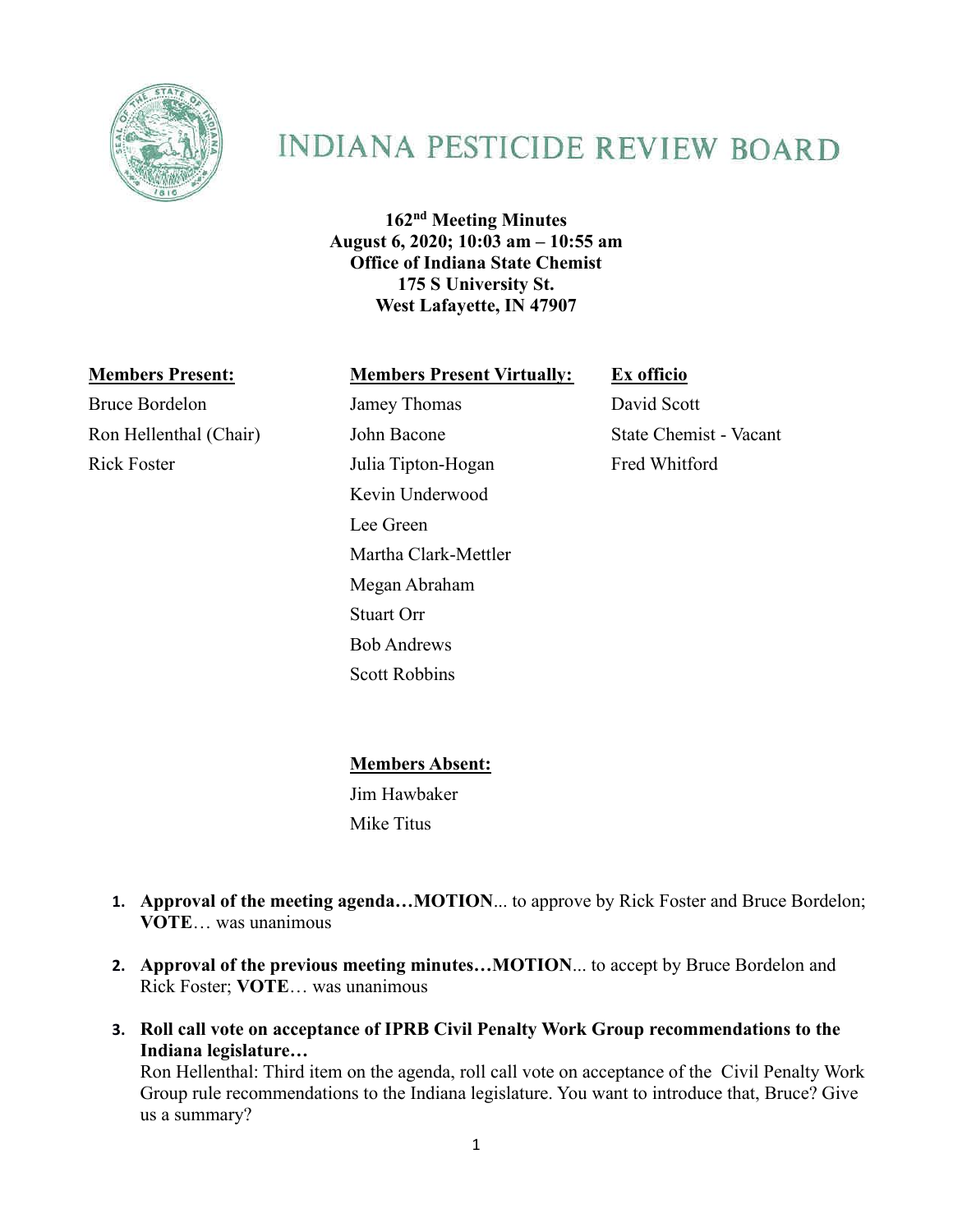# INDIANA PESTICIDE REVIEW BOARD

**162nd Meeting Minutes**
**August 6, 2020; 10:03 am – 10:55 am**
**Office of Indiana State Chemist**
**175 S University St.**
**West Lafayette, IN 47907**

| **Members Present:** | **Members Present Virtually:** | **Ex officio** |
|---|---|---|
| Bruce Bordelon | Jamey Thomas | David Scott |
| Ron Hellenthal (Chair) | John Bacone | State Chemist - Vacant |
| Rick Foster | Julia Tipton-Hogan | Fred Whitford |
| | Kevin Underwood | |
| | Lee Green | |
| | Martha Clark-Mettler | |
| | Megan Abraham | |
| | Stuart Orr | |
| | Bob Andrews | |
| | Scott Robbins | |

**Members Absent:**

Jim Hawbaker
Mike Titus

1. **Approval of the meeting agenda…MOTION**... to approve by Rick Foster and Bruce Bordelon; **VOTE**… was unanimous

2. **Approval of the previous meeting minutes…MOTION**... to accept by Bruce Bordelon and Rick Foster; **VOTE**… was unanimous

3. **Roll call vote on acceptance of IPRB Civil Penalty Work Group recommendations to the Indiana legislature…**
   Ron Hellenthal: Third item on the agenda, roll call vote on acceptance of the Civil Penalty Work Group rule recommendations to the Indiana legislature. You want to introduce that, Bruce? Give us a summary?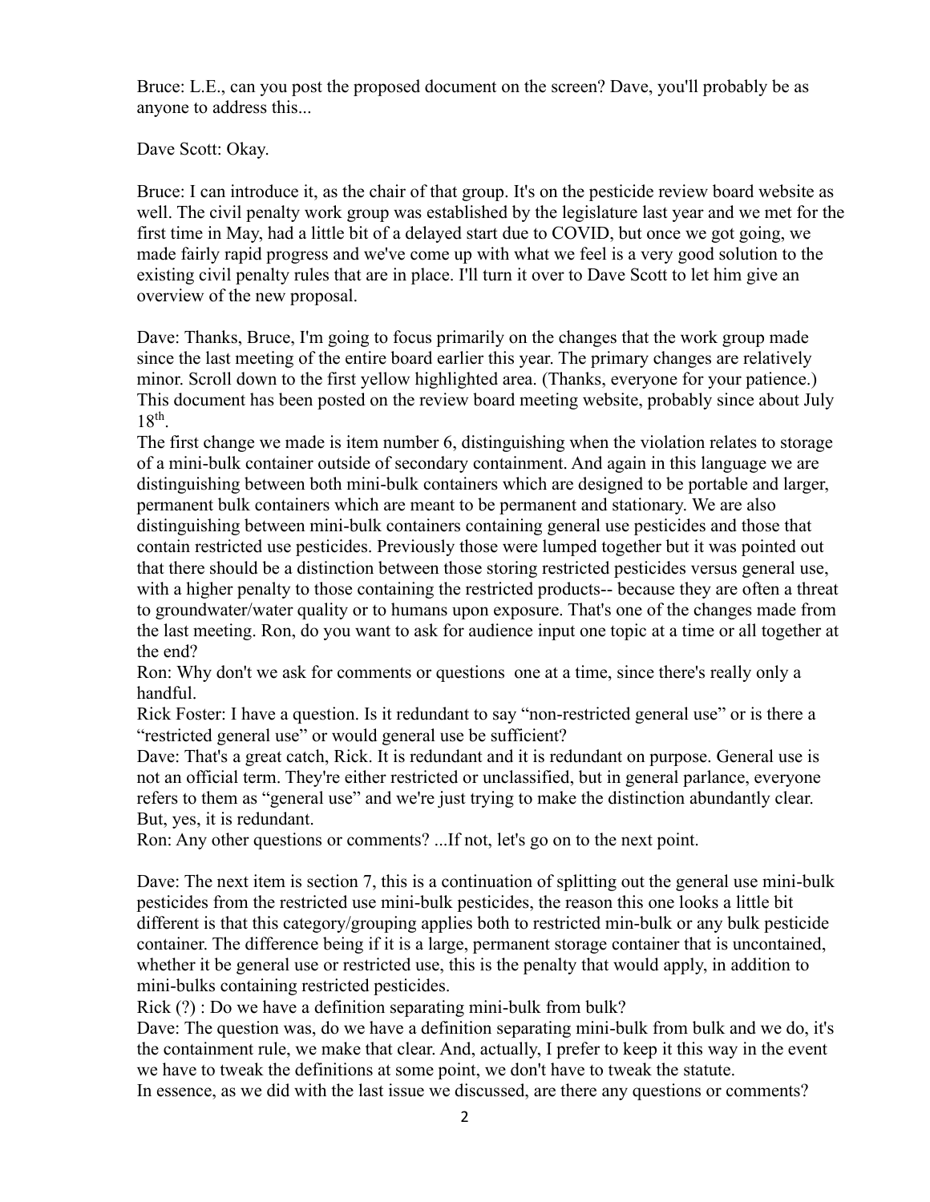Bruce: L.E., can you post the proposed document on the screen? Dave, you'll probably be as anyone to address this...

Dave Scott: Okay.

Bruce: I can introduce it, as the chair of that group. It's on the pesticide review board website as well. The civil penalty work group was established by the legislature last year and we met for the first time in May, had a little bit of a delayed start due to COVID, but once we got going, we made fairly rapid progress and we've come up with what we feel is a very good solution to the existing civil penalty rules that are in place. I'll turn it over to Dave Scott to let him give an overview of the new proposal.

Dave: Thanks, Bruce, I'm going to focus primarily on the changes that the work group made since the last meeting of the entire board earlier this year. The primary changes are relatively minor. Scroll down to the first yellow highlighted area. (Thanks, everyone for your patience.) This document has been posted on the review board meeting website, probably since about July 18th.

The first change we made is item number 6, distinguishing when the violation relates to storage of a mini-bulk container outside of secondary containment. And again in this language we are distinguishing between both mini-bulk containers which are designed to be portable and larger, permanent bulk containers which are meant to be permanent and stationary. We are also distinguishing between mini-bulk containers containing general use pesticides and those that contain restricted use pesticides. Previously those were lumped together but it was pointed out that there should be a distinction between those storing restricted pesticides versus general use, with a higher penalty to those containing the restricted products-- because they are often a threat to groundwater/water quality or to humans upon exposure. That's one of the changes made from the last meeting. Ron, do you want to ask for audience input one topic at a time or all together at the end?

Ron: Why don't we ask for comments or questions one at a time, since there's really only a handful.

Rick Foster: I have a question. Is it redundant to say "non-restricted general use" or is there a "restricted general use" or would general use be sufficient?

Dave: That's a great catch, Rick. It is redundant and it is redundant on purpose. General use is not an official term. They're either restricted or unclassified, but in general parlance, everyone refers to them as "general use" and we're just trying to make the distinction abundantly clear. But, yes, it is redundant.

Ron: Any other questions or comments? ...If not, let's go on to the next point.

Dave: The next item is section 7, this is a continuation of splitting out the general use mini-bulk pesticides from the restricted use mini-bulk pesticides, the reason this one looks a little bit different is that this category/grouping applies both to restricted min-bulk or any bulk pesticide container. The difference being if it is a large, permanent storage container that is uncontained, whether it be general use or restricted use, this is the penalty that would apply, in addition to mini-bulks containing restricted pesticides.

Rick (?) : Do we have a definition separating mini-bulk from bulk?

Dave: The question was, do we have a definition separating mini-bulk from bulk and we do, it's the containment rule, we make that clear. And, actually, I prefer to keep it this way in the event we have to tweak the definitions at some point, we don't have to tweak the statute.

In essence, as we did with the last issue we discussed, are there any questions or comments?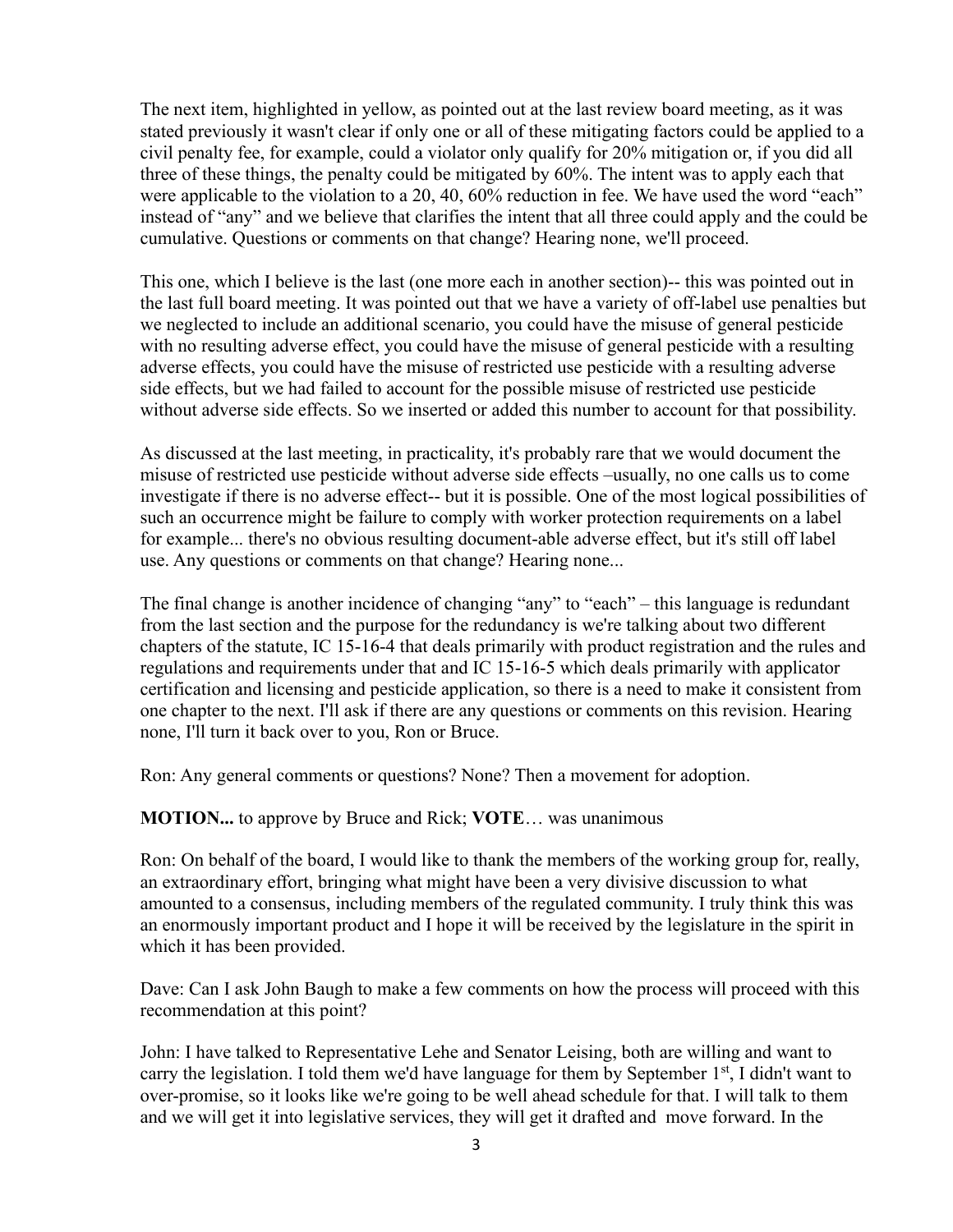The next item, highlighted in yellow, as pointed out at the last review board meeting, as it was stated previously it wasn't clear if only one or all of these mitigating factors could be applied to a civil penalty fee, for example, could a violator only qualify for 20% mitigation or, if you did all three of these things, the penalty could be mitigated by 60%. The intent was to apply each that were applicable to the violation to a 20, 40, 60% reduction in fee. We have used the word "each" instead of "any" and we believe that clarifies the intent that all three could apply and the could be cumulative. Questions or comments on that change? Hearing none, we'll proceed.

This one, which I believe is the last (one more each in another section)-- this was pointed out in the last full board meeting. It was pointed out that we have a variety of off-label use penalties but we neglected to include an additional scenario, you could have the misuse of general pesticide with no resulting adverse effect, you could have the misuse of general pesticide with a resulting adverse effects, you could have the misuse of restricted use pesticide with a resulting adverse side effects, but we had failed to account for the possible misuse of restricted use pesticide without adverse side effects. So we inserted or added this number to account for that possibility.

As discussed at the last meeting, in practicality, it's probably rare that we would document the misuse of restricted use pesticide without adverse side effects –usually, no one calls us to come investigate if there is no adverse effect-- but it is possible. One of the most logical possibilities of such an occurrence might be failure to comply with worker protection requirements on a label for example... there's no obvious resulting document-able adverse effect, but it's still off label use. Any questions or comments on that change? Hearing none...

The final change is another incidence of changing "any" to "each" – this language is redundant from the last section and the purpose for the redundancy is we're talking about two different chapters of the statute, IC 15-16-4 that deals primarily with product registration and the rules and regulations and requirements under that and IC 15-16-5 which deals primarily with applicator certification and licensing and pesticide application, so there is a need to make it consistent from one chapter to the next. I'll ask if there are any questions or comments on this revision. Hearing none, I'll turn it back over to you, Ron or Bruce.

Ron: Any general comments or questions? None? Then a movement for adoption.

**MOTION...** to approve by Bruce and Rick; **VOTE**… was unanimous

Ron: On behalf of the board, I would like to thank the members of the working group for, really, an extraordinary effort, bringing what might have been a very divisive discussion to what amounted to a consensus, including members of the regulated community. I truly think this was an enormously important product and I hope it will be received by the legislature in the spirit in which it has been provided.

Dave: Can I ask John Baugh to make a few comments on how the process will proceed with this recommendation at this point?

John: I have talked to Representative Lehe and Senator Leising, both are willing and want to carry the legislation. I told them we'd have language for them by September 1st, I didn't want to over-promise, so it looks like we're going to be well ahead schedule for that. I will talk to them and we will get it into legislative services, they will get it drafted and move forward. In the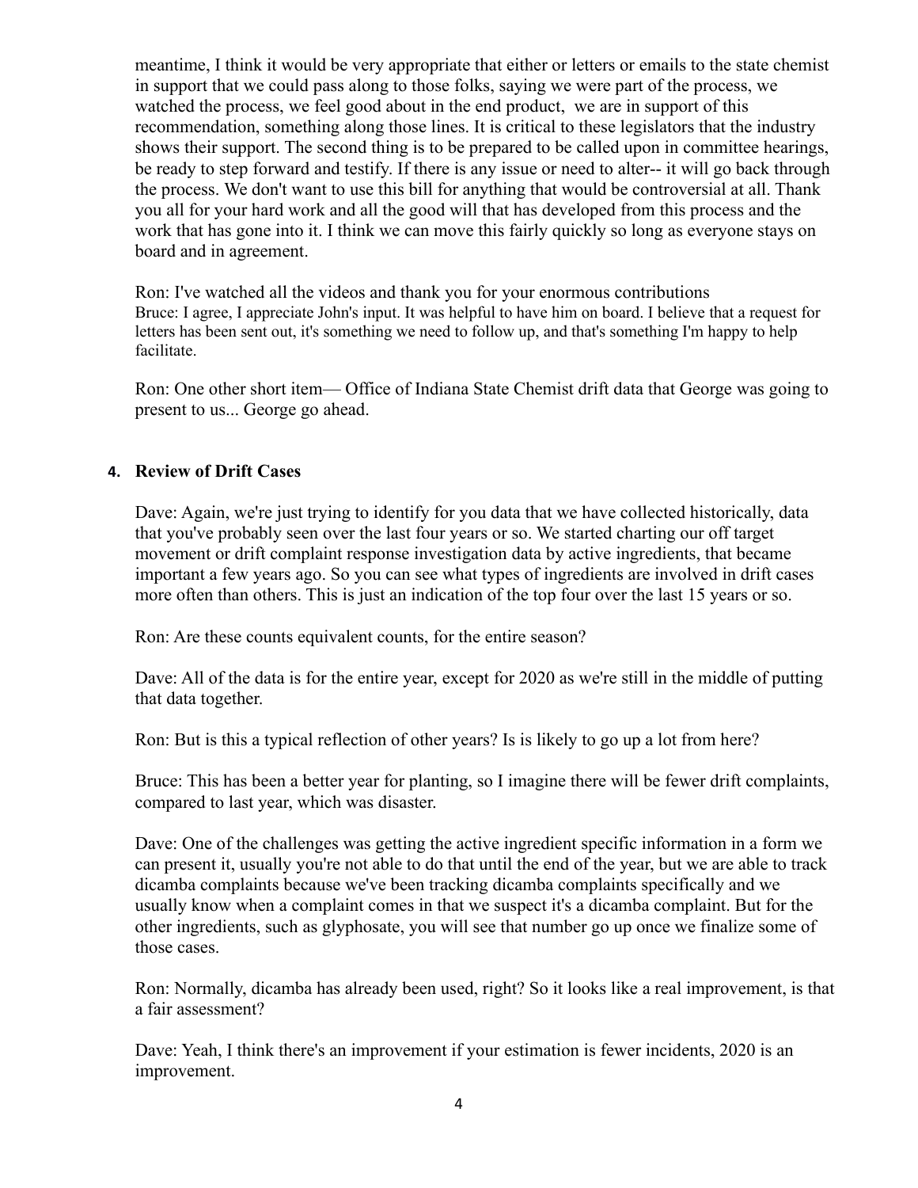meantime, I think it would be very appropriate that either or letters or emails to the state chemist in support that we could pass along to those folks, saying we were part of the process, we watched the process, we feel good about in the end product, we are in support of this recommendation, something along those lines. It is critical to these legislators that the industry shows their support. The second thing is to be prepared to be called upon in committee hearings, be ready to step forward and testify. If there is any issue or need to alter-- it will go back through the process. We don't want to use this bill for anything that would be controversial at all. Thank you all for your hard work and all the good will that has developed from this process and the work that has gone into it. I think we can move this fairly quickly so long as everyone stays on board and in agreement.

Ron: I've watched all the videos and thank you for your enormous contributions
Bruce: I agree, I appreciate John's input. It was helpful to have him on board. I believe that a request for letters has been sent out, it's something we need to follow up, and that's something I'm happy to help facilitate.

Ron: One other short item— Office of Indiana State Chemist drift data that George was going to present to us... George go ahead.

## 4. Review of Drift Cases

Dave: Again, we're just trying to identify for you data that we have collected historically, data that you've probably seen over the last four years or so. We started charting our off target movement or drift complaint response investigation data by active ingredients, that became important a few years ago. So you can see what types of ingredients are involved in drift cases more often than others. This is just an indication of the top four over the last 15 years or so.

Ron: Are these counts equivalent counts, for the entire season?

Dave: All of the data is for the entire year, except for 2020 as we're still in the middle of putting that data together.

Ron: But is this a typical reflection of other years? Is is likely to go up a lot from here?

Bruce: This has been a better year for planting, so I imagine there will be fewer drift complaints, compared to last year, which was disaster.

Dave: One of the challenges was getting the active ingredient specific information in a form we can present it, usually you're not able to do that until the end of the year, but we are able to track dicamba complaints because we've been tracking dicamba complaints specifically and we usually know when a complaint comes in that we suspect it's a dicamba complaint. But for the other ingredients, such as glyphosate, you will see that number go up once we finalize some of those cases.

Ron: Normally, dicamba has already been used, right? So it looks like a real improvement, is that a fair assessment?

Dave: Yeah, I think there's an improvement if your estimation is fewer incidents, 2020 is an improvement.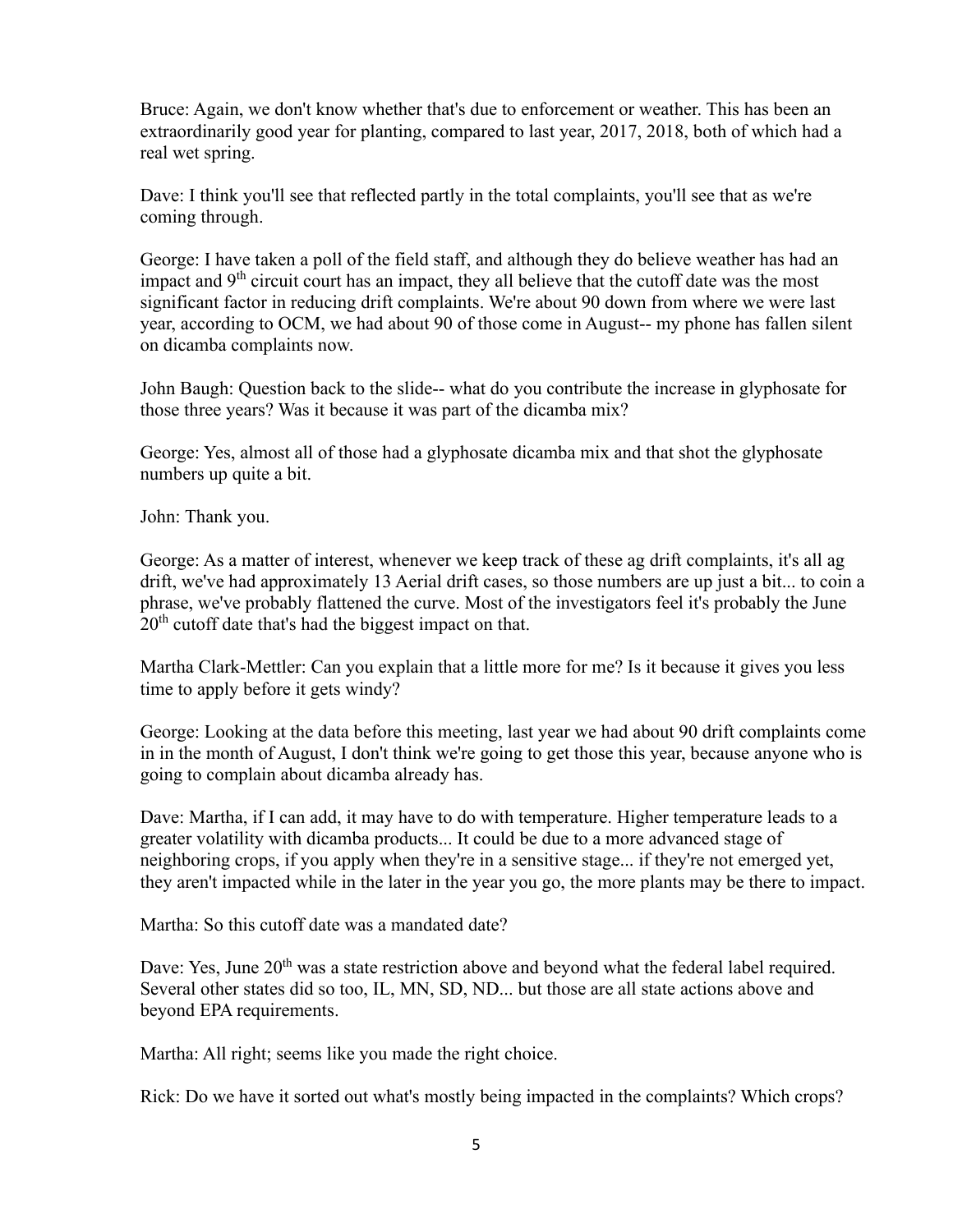Bruce: Again, we don't know whether that's due to enforcement or weather. This has been an extraordinarily good year for planting, compared to last year, 2017, 2018, both of which had a real wet spring.

Dave: I think you'll see that reflected partly in the total complaints, you'll see that as we're coming through.

George: I have taken a poll of the field staff, and although they do believe weather has had an impact and 9th circuit court has an impact, they all believe that the cutoff date was the most significant factor in reducing drift complaints. We're about 90 down from where we were last year, according to OCM, we had about 90 of those come in August-- my phone has fallen silent on dicamba complaints now.

John Baugh: Question back to the slide-- what do you contribute the increase in glyphosate for those three years? Was it because it was part of the dicamba mix?

George: Yes, almost all of those had a glyphosate dicamba mix and that shot the glyphosate numbers up quite a bit.

John: Thank you.

George: As a matter of interest, whenever we keep track of these ag drift complaints, it's all ag drift, we've had approximately 13 Aerial drift cases, so those numbers are up just a bit... to coin a phrase, we've probably flattened the curve. Most of the investigators feel it's probably the June 20th cutoff date that's had the biggest impact on that.

Martha Clark-Mettler: Can you explain that a little more for me? Is it because it gives you less time to apply before it gets windy?

George: Looking at the data before this meeting, last year we had about 90 drift complaints come in in the month of August, I don't think we're going to get those this year, because anyone who is going to complain about dicamba already has.

Dave: Martha, if I can add, it may have to do with temperature. Higher temperature leads to a greater volatility with dicamba products... It could be due to a more advanced stage of neighboring crops, if you apply when they're in a sensitive stage... if they're not emerged yet, they aren't impacted while in the later in the year you go, the more plants may be there to impact.

Martha: So this cutoff date was a mandated date?

Dave: Yes, June 20th was a state restriction above and beyond what the federal label required. Several other states did so too, IL, MN, SD, ND... but those are all state actions above and beyond EPA requirements.

Martha: All right; seems like you made the right choice.

Rick: Do we have it sorted out what's mostly being impacted in the complaints? Which crops?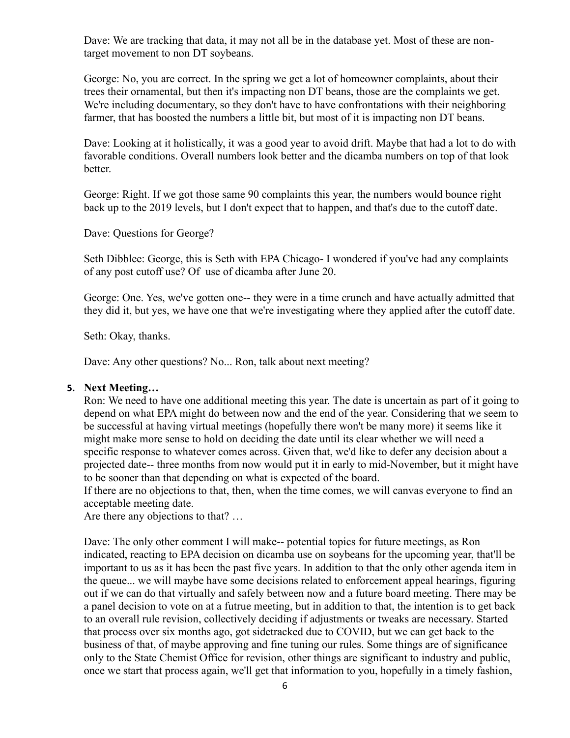Dave: We are tracking that data, it may not all be in the database yet. Most of these are non-target movement to non DT soybeans.

George: No, you are correct. In the spring we get a lot of homeowner complaints, about their trees their ornamental, but then it's impacting non DT beans, those are the complaints we get. We're including documentary, so they don't have to have confrontations with their neighboring farmer, that has boosted the numbers a little bit, but most of it is impacting non DT beans.

Dave: Looking at it holistically, it was a good year to avoid drift. Maybe that had a lot to do with favorable conditions. Overall numbers look better and the dicamba numbers on top of that look better.

George: Right. If we got those same 90 complaints this year, the numbers would bounce right back up to the 2019 levels, but I don't expect that to happen, and that's due to the cutoff date.

Dave: Questions for George?

Seth Dibblee: George, this is Seth with EPA Chicago- I wondered if you've had any complaints of any post cutoff use? Of use of dicamba after June 20.

George: One. Yes, we've gotten one-- they were in a time crunch and have actually admitted that they did it, but yes, we have one that we're investigating where they applied after the cutoff date.

Seth: Okay, thanks.

Dave: Any other questions? No... Ron, talk about next meeting?

5. **Next Meeting…**

Ron: We need to have one additional meeting this year. The date is uncertain as part of it going to depend on what EPA might do between now and the end of the year. Considering that we seem to be successful at having virtual meetings (hopefully there won't be many more) it seems like it might make more sense to hold on deciding the date until its clear whether we will need a specific response to whatever comes across. Given that, we'd like to defer any decision about a projected date-- three months from now would put it in early to mid-November, but it might have to be sooner than that depending on what is expected of the board.
If there are no objections to that, then, when the time comes, we will canvas everyone to find an acceptable meeting date.
Are there any objections to that? …

Dave: The only other comment I will make-- potential topics for future meetings, as Ron indicated, reacting to EPA decision on dicamba use on soybeans for the upcoming year, that'll be important to us as it has been the past five years. In addition to that the only other agenda item in the queue... we will maybe have some decisions related to enforcement appeal hearings, figuring out if we can do that virtually and safely between now and a future board meeting. There may be a panel decision to vote on at a futrue meeting, but in addition to that, the intention is to get back to an overall rule revision, collectively deciding if adjustments or tweaks are necessary. Started that process over six months ago, got sidetracked due to COVID, but we can get back to the business of that, of maybe approving and fine tuning our rules. Some things are of significance only to the State Chemist Office for revision, other things are significant to industry and public, once we start that process again, we'll get that information to you, hopefully in a timely fashion,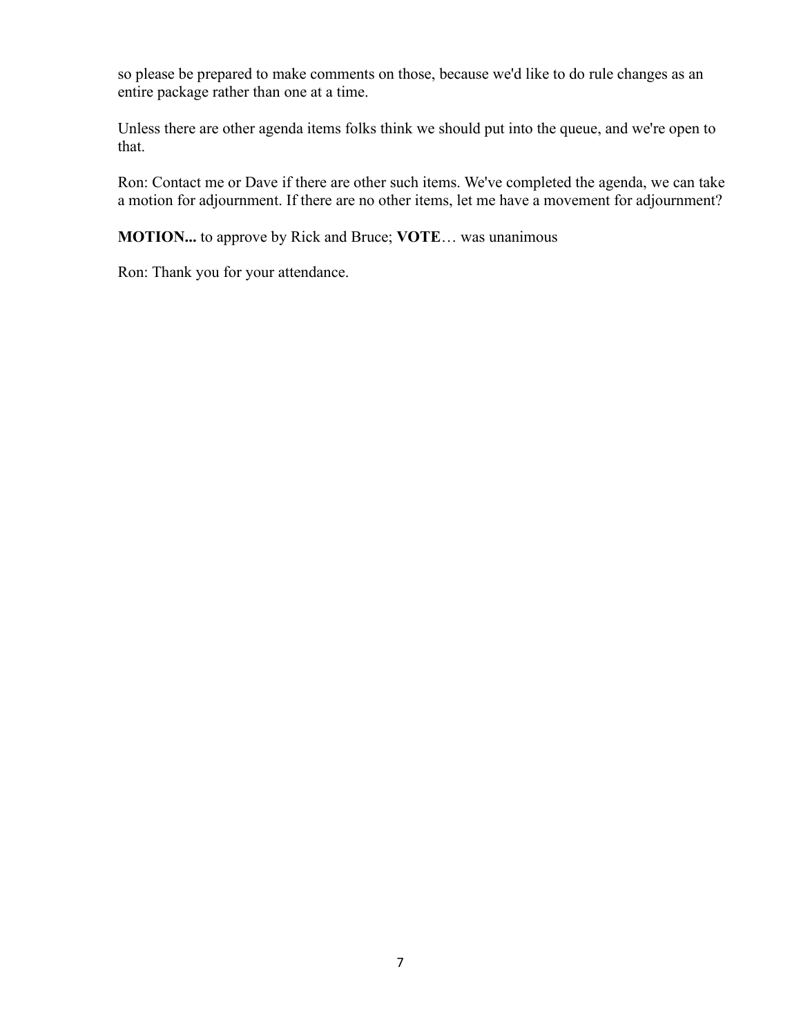so please be prepared to make comments on those, because we'd like to do rule changes as an entire package rather than one at a time.

Unless there are other agenda items folks think we should put into the queue, and we're open to that.

Ron: Contact me or Dave if there are other such items. We've completed the agenda, we can take a motion for adjournment. If there are no other items, let me have a movement for adjournment?

**MOTION...** to approve by Rick and Bruce; **VOTE**… was unanimous

Ron: Thank you for your attendance.